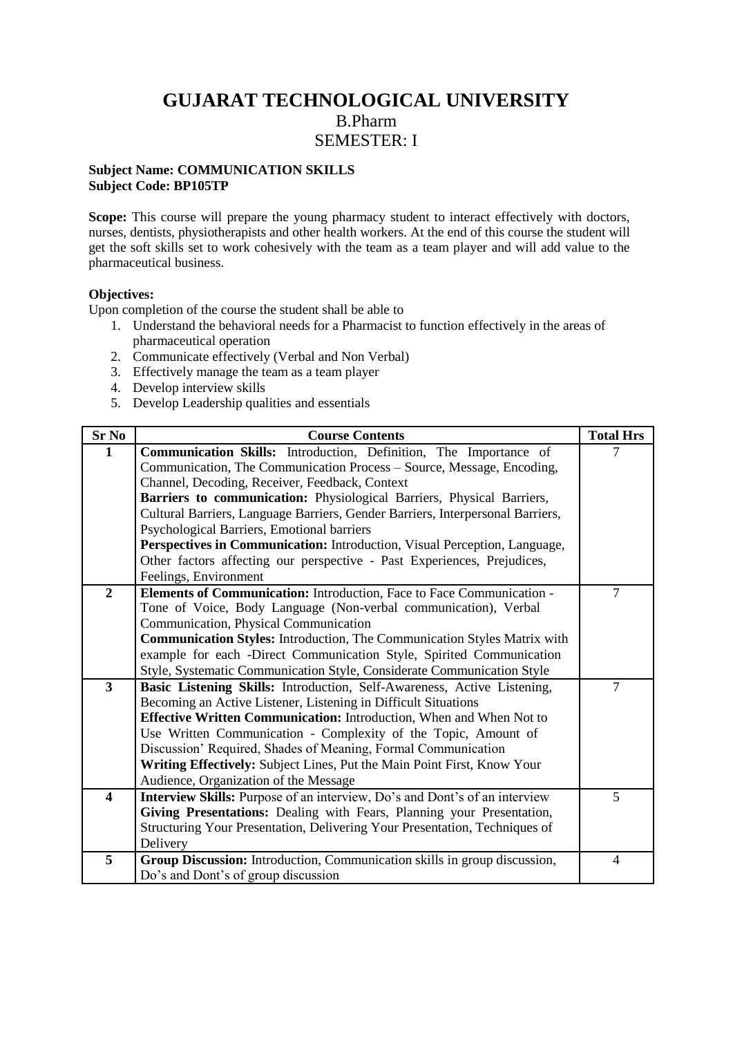# GUJARAT TECHNOLOGICAL UNIVERSITY

## B.Pharm

## SEMESTER: I

**Subject Name: COMMUNICATION SKILLS**
**Subject Code: BP105TP**

**Scope:** This course will prepare the young pharmacy student to interact effectively with doctors, nurses, dentists, physiotherapists and other health workers. At the end of this course the student will get the soft skills set to work cohesively with the team as a team player and will add value to the pharmaceutical business.

**Objectives:**

Upon completion of the course the student shall be able to

1. Understand the behavioral needs for a Pharmacist to function effectively in the areas of pharmaceutical operation
2. Communicate effectively (Verbal and Non Verbal)
3. Effectively manage the team as a team player
4. Develop interview skills
5. Develop Leadership qualities and essentials

| Sr No | Course Contents | Total Hrs |
|---|---|---|
| **1** | **Communication Skills:** Introduction, Definition, The Importance of Communication, The Communication Process – Source, Message, Encoding, Channel, Decoding, Receiver, Feedback, Context<br>**Barriers to communication:** Physiological Barriers, Physical Barriers, Cultural Barriers, Language Barriers, Gender Barriers, Interpersonal Barriers, Psychological Barriers, Emotional barriers<br>**Perspectives in Communication:** Introduction, Visual Perception, Language, Other factors affecting our perspective - Past Experiences, Prejudices, Feelings, Environment | 7 |
| **2** | **Elements of Communication:** Introduction, Face to Face Communication - Tone of Voice, Body Language (Non-verbal communication), Verbal Communication, Physical Communication<br>**Communication Styles:** Introduction, The Communication Styles Matrix with example for each -Direct Communication Style, Spirited Communication Style, Systematic Communication Style, Considerate Communication Style | 7 |
| **3** | **Basic Listening Skills:** Introduction, Self-Awareness, Active Listening, Becoming an Active Listener, Listening in Difficult Situations<br>**Effective Written Communication:** Introduction, When and When Not to Use Written Communication - Complexity of the Topic, Amount of Discussion' Required, Shades of Meaning, Formal Communication<br>**Writing Effectively:** Subject Lines, Put the Main Point First, Know Your Audience, Organization of the Message | 7 |
| **4** | **Interview Skills:** Purpose of an interview, Do's and Dont's of an interview<br>**Giving Presentations:** Dealing with Fears, Planning your Presentation, Structuring Your Presentation, Delivering Your Presentation, Techniques of Delivery | 5 |
| **5** | **Group Discussion:** Introduction, Communication skills in group discussion, Do's and Dont's of group discussion | 4 |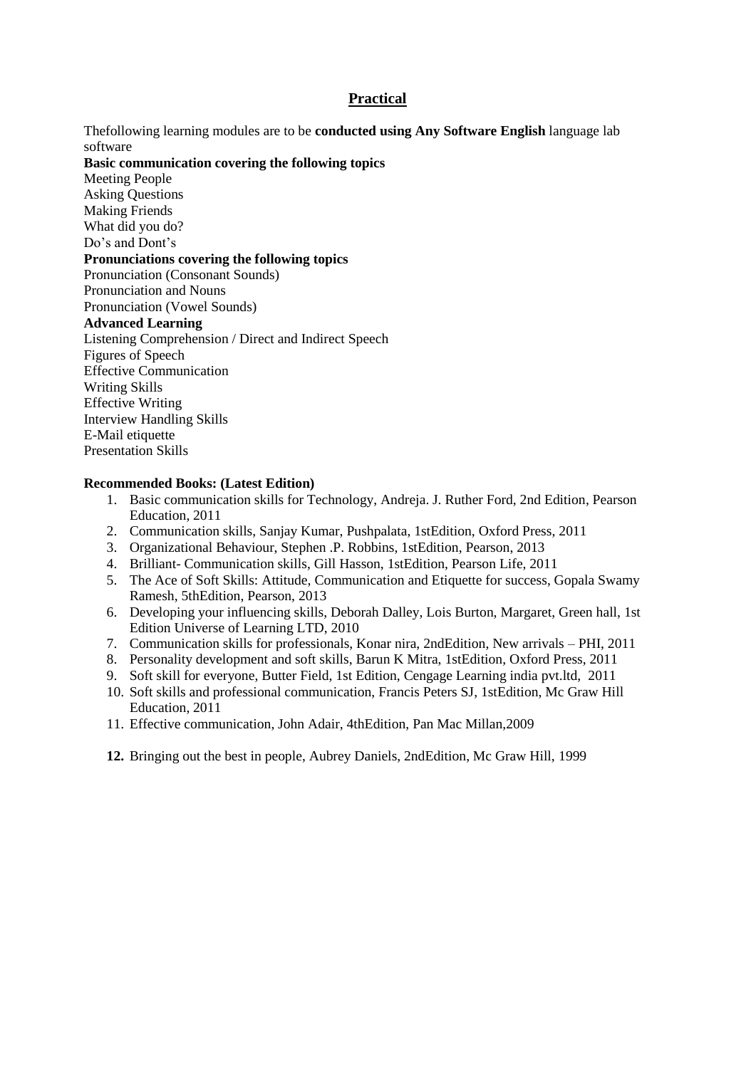## Practical

Thefollowing learning modules are to be **conducted using Any Software English** language lab software

**Basic communication covering the following topics**

Meeting People
Asking Questions
Making Friends
What did you do?
Do's and Dont's

**Pronunciations covering the following topics**

Pronunciation (Consonant Sounds)
Pronunciation and Nouns
Pronunciation (Vowel Sounds)

**Advanced Learning**

Listening Comprehension / Direct and Indirect Speech
Figures of Speech
Effective Communication
Writing Skills
Effective Writing
Interview Handling Skills
E-Mail etiquette
Presentation Skills

**Recommended Books: (Latest Edition)**

1. Basic communication skills for Technology, Andreja. J. Ruther Ford, 2nd Edition, Pearson Education, 2011
2. Communication skills, Sanjay Kumar, Pushpalata, 1stEdition, Oxford Press, 2011
3. Organizational Behaviour, Stephen .P. Robbins, 1stEdition, Pearson, 2013
4. Brilliant- Communication skills, Gill Hasson, 1stEdition, Pearson Life, 2011
5. The Ace of Soft Skills: Attitude, Communication and Etiquette for success, Gopala Swamy Ramesh, 5thEdition, Pearson, 2013
6. Developing your influencing skills, Deborah Dalley, Lois Burton, Margaret, Green hall, 1st Edition Universe of Learning LTD, 2010
7. Communication skills for professionals, Konar nira, 2ndEdition, New arrivals – PHI, 2011
8. Personality development and soft skills, Barun K Mitra, 1stEdition, Oxford Press, 2011
9. Soft skill for everyone, Butter Field, 1st Edition, Cengage Learning india pvt.ltd, 2011
10. Soft skills and professional communication, Francis Peters SJ, 1stEdition, Mc Graw Hill Education, 2011
11. Effective communication, John Adair, 4thEdition, Pan Mac Millan,2009
12. Bringing out the best in people, Aubrey Daniels, 2ndEdition, Mc Graw Hill, 1999